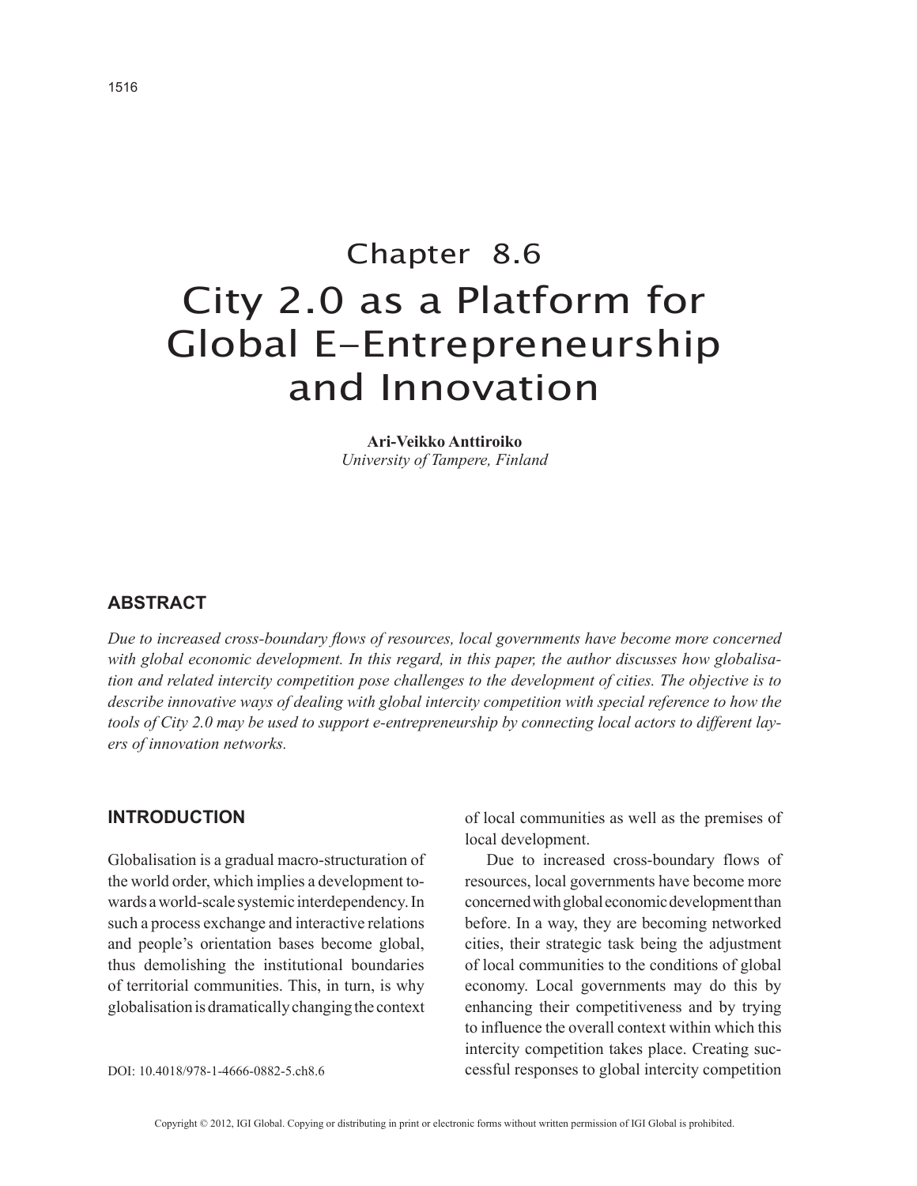# Chapter 8.6
# City 2.0 as a Platform for Global E-Entrepreneurship and Innovation

**Ari-Veikko Anttiroiko**
*University of Tampere, Finland*

## ABSTRACT

*Due to increased cross-boundary flows of resources, local governments have become more concerned with global economic development. In this regard, in this paper, the author discusses how globalisation and related intercity competition pose challenges to the development of cities. The objective is to describe innovative ways of dealing with global intercity competition with special reference to how the tools of City 2.0 may be used to support e-entrepreneurship by connecting local actors to different layers of innovation networks.*

## INTRODUCTION

Globalisation is a gradual macro-structuration of the world order, which implies a development towards a world-scale systemic interdependency. In such a process exchange and interactive relations and people's orientation bases become global, thus demolishing the institutional boundaries of territorial communities. This, in turn, is why globalisation is dramatically changing the context of local communities as well as the premises of local development.

Due to increased cross-boundary flows of resources, local governments have become more concerned with global economic development than before. In a way, they are becoming networked cities, their strategic task being the adjustment of local communities to the conditions of global economy. Local governments may do this by enhancing their competitiveness and by trying to influence the overall context within which this intercity competition takes place. Creating successful responses to global intercity competition

DOI: 10.4018/978-1-4666-0882-5.ch8.6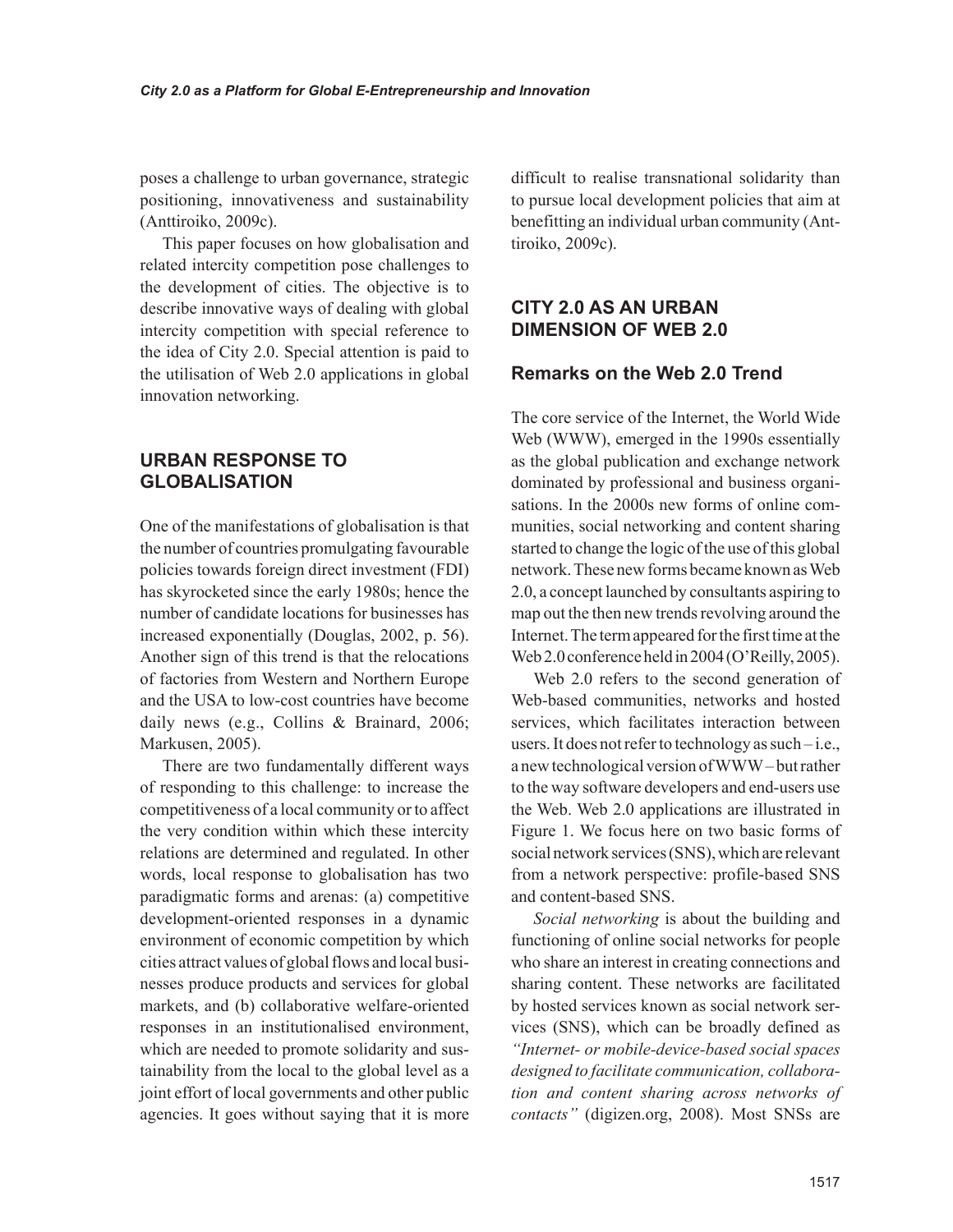poses a challenge to urban governance, strategic positioning, innovativeness and sustainability (Anttiroiko, 2009c).

This paper focuses on how globalisation and related intercity competition pose challenges to the development of cities. The objective is to describe innovative ways of dealing with global intercity competition with special reference to the idea of City 2.0. Special attention is paid to the utilisation of Web 2.0 applications in global innovation networking.

## URBAN RESPONSE TO GLOBALISATION

One of the manifestations of globalisation is that the number of countries promulgating favourable policies towards foreign direct investment (FDI) has skyrocketed since the early 1980s; hence the number of candidate locations for businesses has increased exponentially (Douglas, 2002, p. 56). Another sign of this trend is that the relocations of factories from Western and Northern Europe and the USA to low-cost countries have become daily news (e.g., Collins & Brainard, 2006; Markusen, 2005).

There are two fundamentally different ways of responding to this challenge: to increase the competitiveness of a local community or to affect the very condition within which these intercity relations are determined and regulated. In other words, local response to globalisation has two paradigmatic forms and arenas: (a) competitive development-oriented responses in a dynamic environment of economic competition by which cities attract values of global flows and local businesses produce products and services for global markets, and (b) collaborative welfare-oriented responses in an institutionalised environment, which are needed to promote solidarity and sustainability from the local to the global level as a joint effort of local governments and other public agencies. It goes without saying that it is more difficult to realise transnational solidarity than to pursue local development policies that aim at benefitting an individual urban community (Anttiroiko, 2009c).

## CITY 2.0 AS AN URBAN DIMENSION OF WEB 2.0

### Remarks on the Web 2.0 Trend

The core service of the Internet, the World Wide Web (WWW), emerged in the 1990s essentially as the global publication and exchange network dominated by professional and business organisations. In the 2000s new forms of online communities, social networking and content sharing started to change the logic of the use of this global network. These new forms became known as Web 2.0, a concept launched by consultants aspiring to map out the then new trends revolving around the Internet. The term appeared for the first time at the Web 2.0 conference held in 2004 (O'Reilly, 2005).

Web 2.0 refers to the second generation of Web-based communities, networks and hosted services, which facilitates interaction between users. It does not refer to technology as such – i.e., a new technological version of WWW – but rather to the way software developers and end-users use the Web. Web 2.0 applications are illustrated in Figure 1. We focus here on two basic forms of social network services (SNS), which are relevant from a network perspective: profile-based SNS and content-based SNS.

*Social networking* is about the building and functioning of online social networks for people who share an interest in creating connections and sharing content. These networks are facilitated by hosted services known as social network services (SNS), which can be broadly defined as *"Internet- or mobile-device-based social spaces designed to facilitate communication, collaboration and content sharing across networks of contacts"* (digizen.org, 2008). Most SNSs are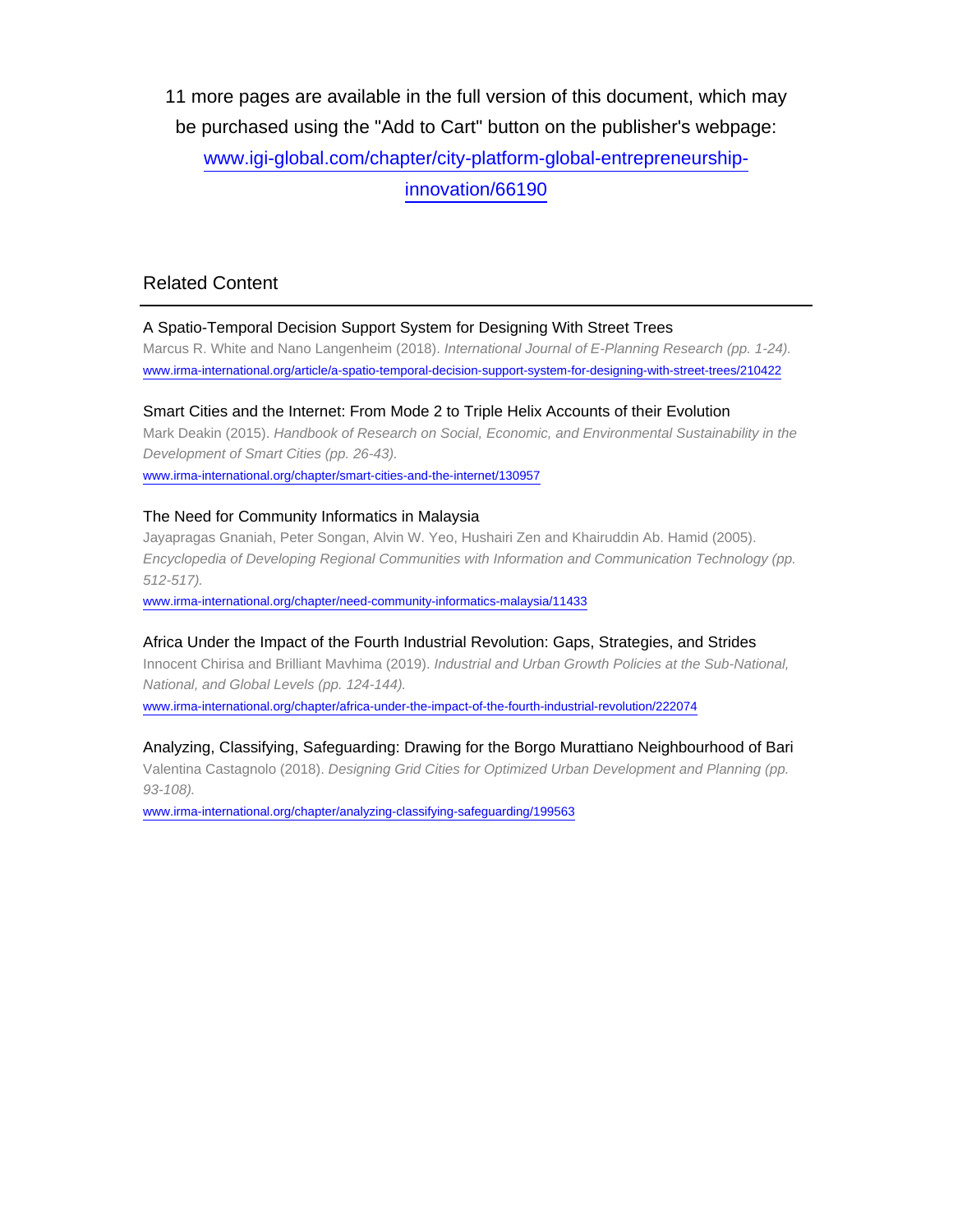11 more pages are available in the full version of this document, which may be purchased using the "Add to Cart" button on the publisher's webpage: [www.igi-global.com/chapter/city-platform-global-entrepreneurship-innovation/66190](www.igi-global.com/chapter/city-platform-global-entrepreneurship-innovation/66190)

## Related Content

A Spatio-Temporal Decision Support System for Designing With Street Trees
Marcus R. White and Nano Langenheim (2018). *International Journal of E-Planning Research (pp. 1-24).*
[www.irma-international.org/article/a-spatio-temporal-decision-support-system-for-designing-with-street-trees/210422](www.irma-international.org/article/a-spatio-temporal-decision-support-system-for-designing-with-street-trees/210422)

Smart Cities and the Internet: From Mode 2 to Triple Helix Accounts of their Evolution
Mark Deakin (2015). *Handbook of Research on Social, Economic, and Environmental Sustainability in the Development of Smart Cities (pp. 26-43).*
[www.irma-international.org/chapter/smart-cities-and-the-internet/130957](www.irma-international.org/chapter/smart-cities-and-the-internet/130957)

The Need for Community Informatics in Malaysia
Jayapragas Gnaniah, Peter Songan, Alvin W. Yeo, Hushairi Zen and Khairuddin Ab. Hamid (2005). *Encyclopedia of Developing Regional Communities with Information and Communication Technology (pp. 512-517).*
[www.irma-international.org/chapter/need-community-informatics-malaysia/11433](www.irma-international.org/chapter/need-community-informatics-malaysia/11433)

Africa Under the Impact of the Fourth Industrial Revolution: Gaps, Strategies, and Strides
Innocent Chirisa and Brilliant Mavhima (2019). *Industrial and Urban Growth Policies at the Sub-National, National, and Global Levels (pp. 124-144).*
[www.irma-international.org/chapter/africa-under-the-impact-of-the-fourth-industrial-revolution/222074](www.irma-international.org/chapter/africa-under-the-impact-of-the-fourth-industrial-revolution/222074)

Analyzing, Classifying, Safeguarding: Drawing for the Borgo Murattiano Neighbourhood of Bari
Valentina Castagnolo (2018). *Designing Grid Cities for Optimized Urban Development and Planning (pp. 93-108).*
[www.irma-international.org/chapter/analyzing-classifying-safeguarding/199563](www.irma-international.org/chapter/analyzing-classifying-safeguarding/199563)